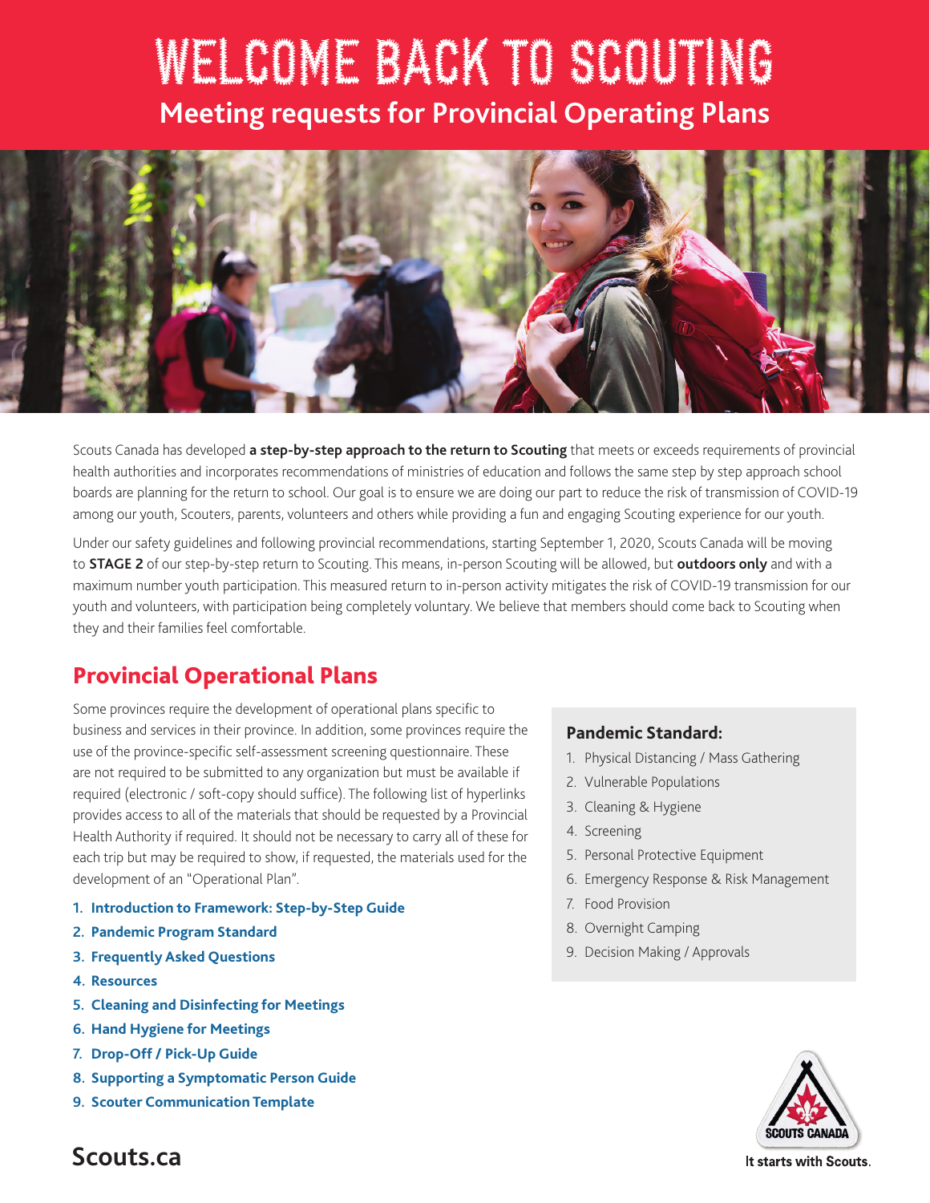# WELCOME BACK TO SCOUTING

## Meeting requests for Provincial Operating Plans

Scouts Canada has developed **a step-by-step approach to the return to Scouting** that meets or exceeds requirements of provincial health authorities and incorporates recommendations of ministries of education and follows the same step by step approach school boards are planning for the return to school. Our goal is to ensure we are doing our part to reduce the risk of transmission of COVID-19 among our youth, Scouters, parents, volunteers and others while providing a fun and engaging Scouting experience for our youth.

Under our safety guidelines and following provincial recommendations, starting September 1, 2020, Scouts Canada will be moving to **STAGE 2** of our step-by-step return to Scouting. This means, in-person Scouting will be allowed, but **outdoors only** and with a maximum number youth participation. This measured return to in-person activity mitigates the risk of COVID-19 transmission for our youth and volunteers, with participation being completely voluntary. We believe that members should come back to Scouting when they and their families feel comfortable.

## Provincial Operational Plans

Some provinces require the development of operational plans specific to business and services in their province. In addition, some provinces require the use of the province-specific self-assessment screening questionnaire. These are not required to be submitted to any organization but must be available if required (electronic / soft-copy should suffice). The following list of hyperlinks provides access to all of the materials that should be requested by a Provincial Health Authority if required. It should not be necessary to carry all of these for each trip but may be required to show, if requested, the materials used for the development of an "Operational Plan".

1. **Introduction to Framework: Step-by-Step Guide**
2. **Pandemic Program Standard**
3. **Frequently Asked Questions**
4. **Resources**
5. **Cleaning and Disinfecting for Meetings**
6. **Hand Hygiene for Meetings**
7. **Drop-Off / Pick-Up Guide**
8. **Supporting a Symptomatic Person Guide**
9. **Scouter Communication Template**

### Pandemic Standard:

1. Physical Distancing / Mass Gathering
2. Vulnerable Populations
3. Cleaning & Hygiene
4. Screening
5. Personal Protective Equipment
6. Emergency Response & Risk Management
7. Food Provision
8. Overnight Camping
9. Decision Making / Approvals

Scouts.ca

SCOUTS CANADA

It starts with Scouts.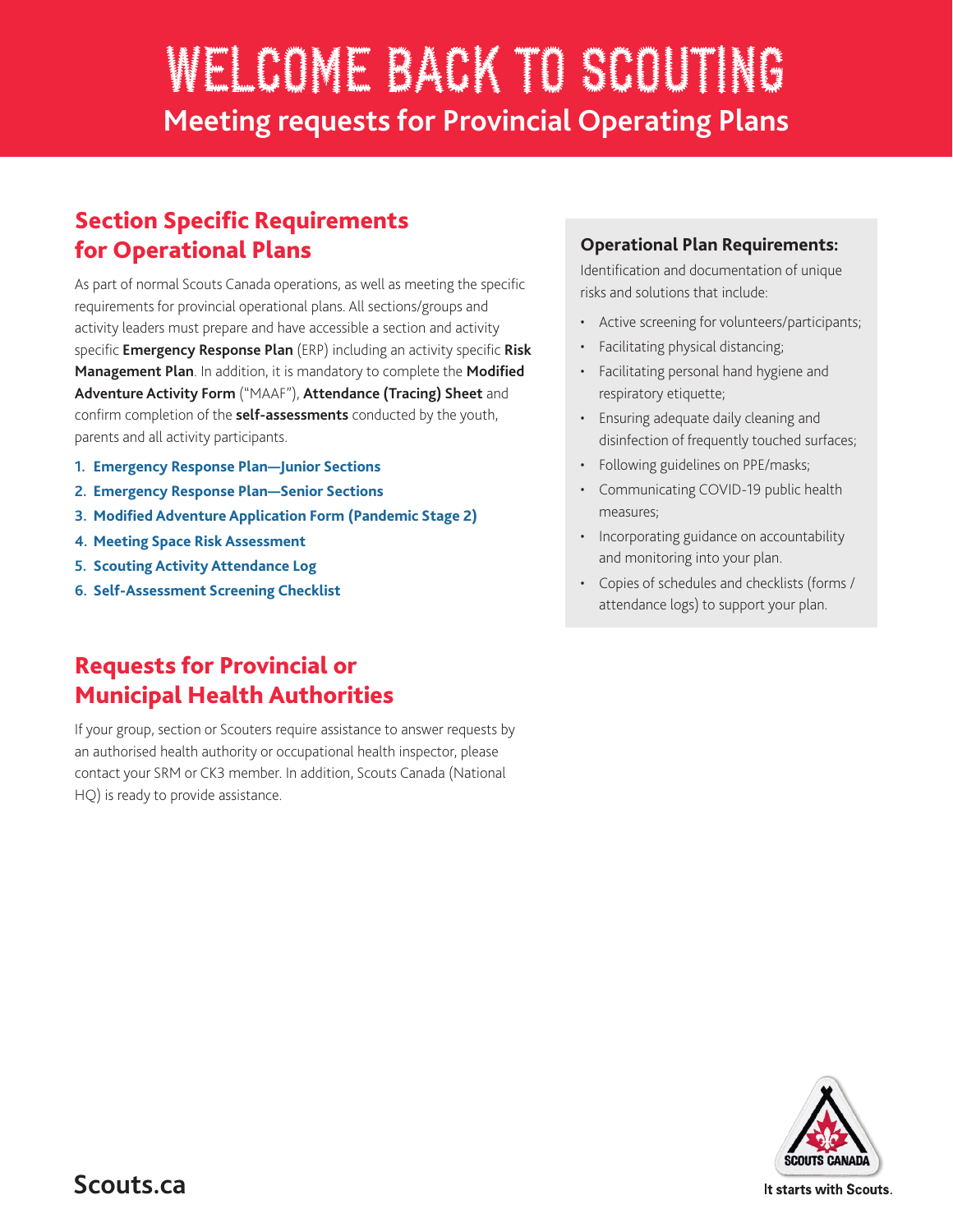# WELCOME BACK TO SCOUTING

## Meeting requests for Provincial Operating Plans

## Section Specific Requirements for Operational Plans

As part of normal Scouts Canada operations, as well as meeting the specific requirements for provincial operational plans. All sections/groups and activity leaders must prepare and have accessible a section and activity specific **Emergency Response Plan** (ERP) including an activity specific **Risk Management Plan**. In addition, it is mandatory to complete the **Modified Adventure Activity Form** ("MAAF"), **Attendance (Tracing) Sheet** and confirm completion of the **self-assessments** conducted by the youth, parents and all activity participants.

1. **Emergency Response Plan—Junior Sections**
2. **Emergency Response Plan—Senior Sections**
3. **Modified Adventure Application Form (Pandemic Stage 2)**
4. **Meeting Space Risk Assessment**
5. **Scouting Activity Attendance Log**
6. **Self-Assessment Screening Checklist**

### Operational Plan Requirements:

Identification and documentation of unique risks and solutions that include:

- Active screening for volunteers/participants;
- Facilitating physical distancing;
- Facilitating personal hand hygiene and respiratory etiquette;
- Ensuring adequate daily cleaning and disinfection of frequently touched surfaces;
- Following guidelines on PPE/masks;
- Communicating COVID-19 public health measures;
- Incorporating guidance on accountability and monitoring into your plan.
- Copies of schedules and checklists (forms / attendance logs) to support your plan.

## Requests for Provincial or Municipal Health Authorities

If your group, section or Scouters require assistance to answer requests by an authorised health authority or occupational health inspector, please contact your SRM or CK3 member. In addition, Scouts Canada (National HQ) is ready to provide assistance.

Scouts.ca

SCOUTS CANADA

It starts with Scouts.